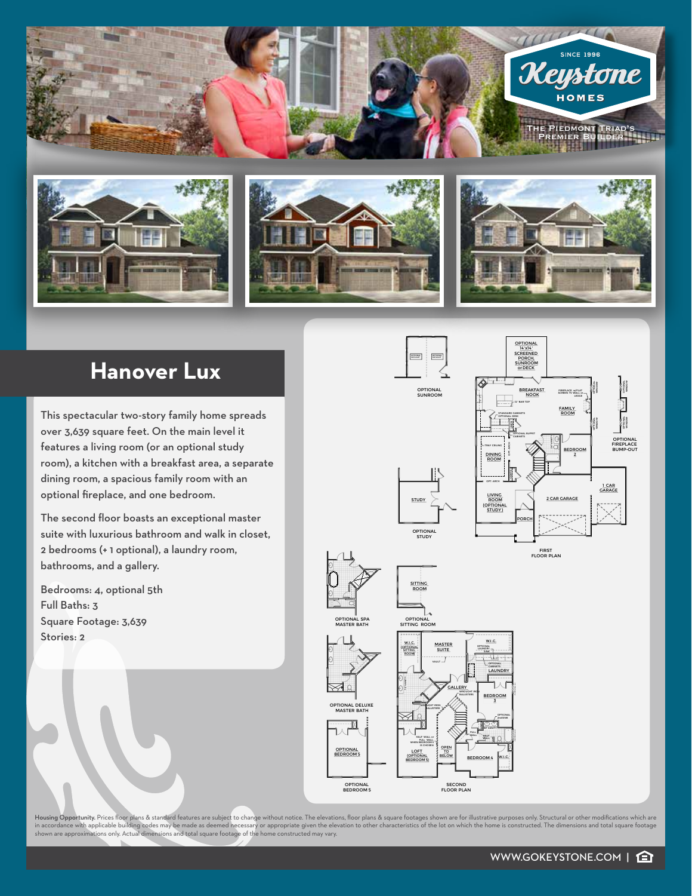SINCE 1996

Keystone

HOMES

THE PIEDMONT TRIAD'S PREMIER BUILDER

# Hanover Lux

This spectacular two-story family home spreads over 3,639 square feet. On the main level it features a living room (or an optional study room), a kitchen with a breakfast area, a separate dining room, a spacious family room with an optional fireplace, and one bedroom.

The second floor boasts an exceptional master suite with luxurious bathroom and walk in closet, 2 bedrooms (+ 1 optional), a laundry room, bathrooms, and a gallery.

Bedrooms: 4, optional 5th
Full Baths: 3
Square Footage: 3,639
Stories: 2

OPTIONAL SUNROOM

OPTIONAL 14'x14' SCREENED PORCH, SUNROOM or DECK

BREAKFAST NOOK

FAMILY ROOM

DINING ROOM

BEDROOM 2

OPTIONAL FIREPLACE BUMP-OUT

STUDY

OPTIONAL STUDY

LIVING ROOM (OPTIONAL STUDY)

2 CAR GARAGE

1 CAR GARAGE

PORCH

FIRST FLOOR PLAN

OPTIONAL SPA MASTER BATH

SITTING ROOM

OPTIONAL SITTING ROOM

OPTIONAL DELUXE MASTER BATH

W.I.C. (OPTIONAL SITTING ROOM)

MASTER SUITE

W.I.C.

LAUNDRY

GALLERY

BEDROOM 3

OPTIONAL BEDROOM 5

LOFT (OPTIONAL BEDROOM 5)

OPEN TO BELOW

BEDROOM 4

W.I.C.

OPTIONAL BEDROOM 5

SECOND FLOOR PLAN

**Housing Opportunity.** Prices floor plans & standard features are subject to change without notice. The elevations, floor plans & square footages shown are for illustrative purposes only. Structural or other modifications which are in accordance with applicable building codes may be made as deemed necessary or appropriate given the elevation to other characteristics of the lot on which the home is constructed. The dimensions and total square footage shown are approximations only. Actual dimensions and total square footage of the home constructed may vary.

WWW.GOKEYSTONE.COM |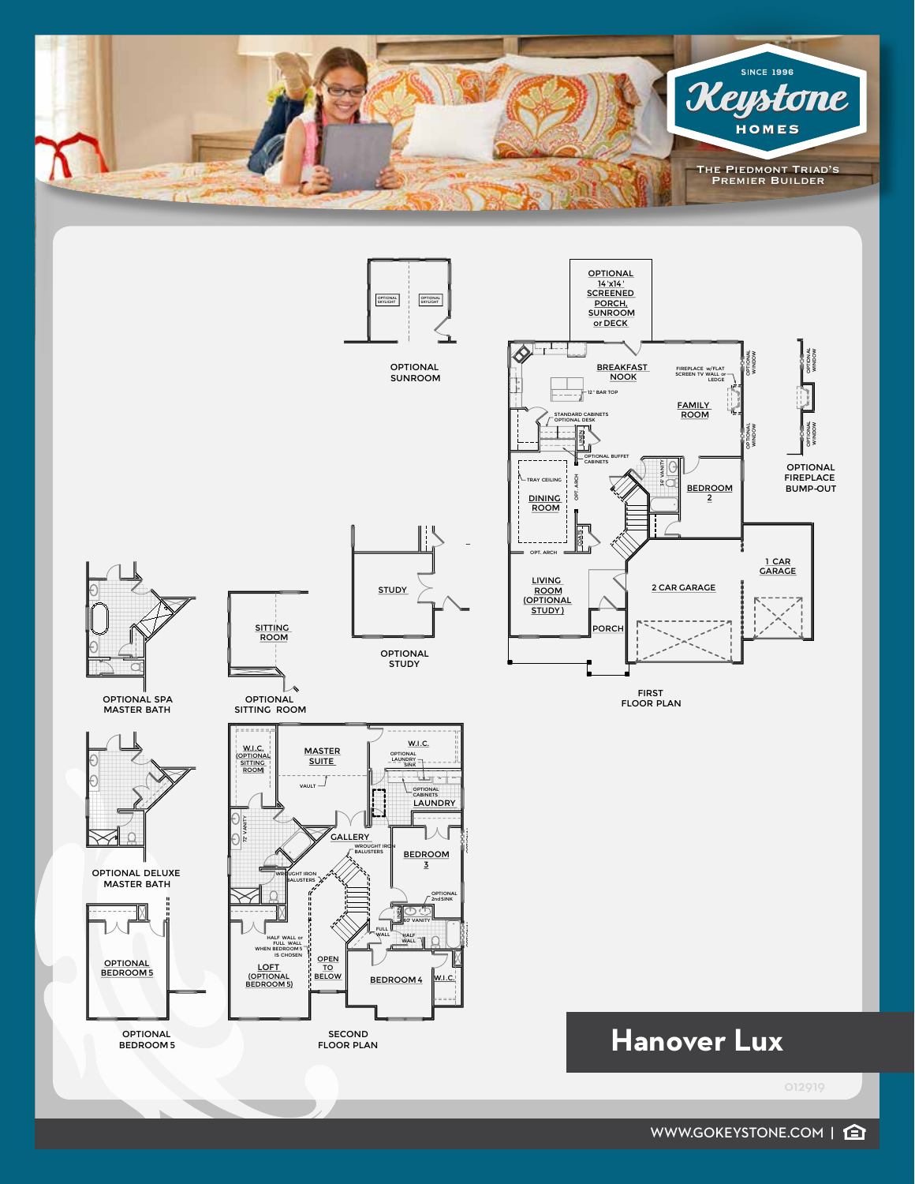SINCE 1996

**Keystone**

HOMES

THE PIEDMONT TRIAD'S PREMIER BUILDER

OPTIONAL SKYLIGHT

OPTIONAL SKYLIGHT

OPTIONAL SUNROOM

OPTIONAL 14'x14' SCREENED PORCH, SUNROOM or DECK

BREAKFAST NOOK

FIREPLACE w/FLAT SCREEN TV WALL or LEDGE

OPTIONAL WINDOW

FAMILY ROOM

12" BAR TOP

STANDARD CABINETS OPTIONAL DESK

OPTIONAL BUFFET CABINETS

TRAY CEILING

DINING ROOM

OPT. ARCH

36" VANITY

BEDROOM 2

OPTIONAL WINDOW

OPTIONAL WINDOW

OPTIONAL FIREPLACE BUMP-OUT

OPT. ARCH

LIVING ROOM (OPTIONAL STUDY)

PORCH

2 CAR GARAGE

1 CAR GARAGE

FIRST FLOOR PLAN

STUDY

OPTIONAL STUDY

SITTING ROOM

OPTIONAL SITTING ROOM

OPTIONAL SPA MASTER BATH

OPTIONAL DELUXE MASTER BATH

OPTIONAL BEDROOM 5

OPTIONAL BEDROOM 5

W.I.C. (OPTIONAL SITTING ROOM)

MASTER SUITE

VAULT

W.I.C.

OPTIONAL LAUNDRY SINK

OPTIONAL CABINETS

LAUNDRY

72" VANITY

GALLERY

WROUGHT IRON BALUSTERS

WROUGHT IRON BALUSTERS

BEDROOM 3

OPTIONAL 2nd SINK

60" VANITY

FULL WALL

HALF WALL

HALF WALL or FULL WALL WHEN BEDROOM 5 IS CHOSEN

LOFT (OPTIONAL BEDROOM 5)

OPEN TO BELOW

BEDROOM 4

W.I.C.

SECOND FLOOR PLAN

# Hanover Lux

012919

WWW.GOKEYSTONE.COM